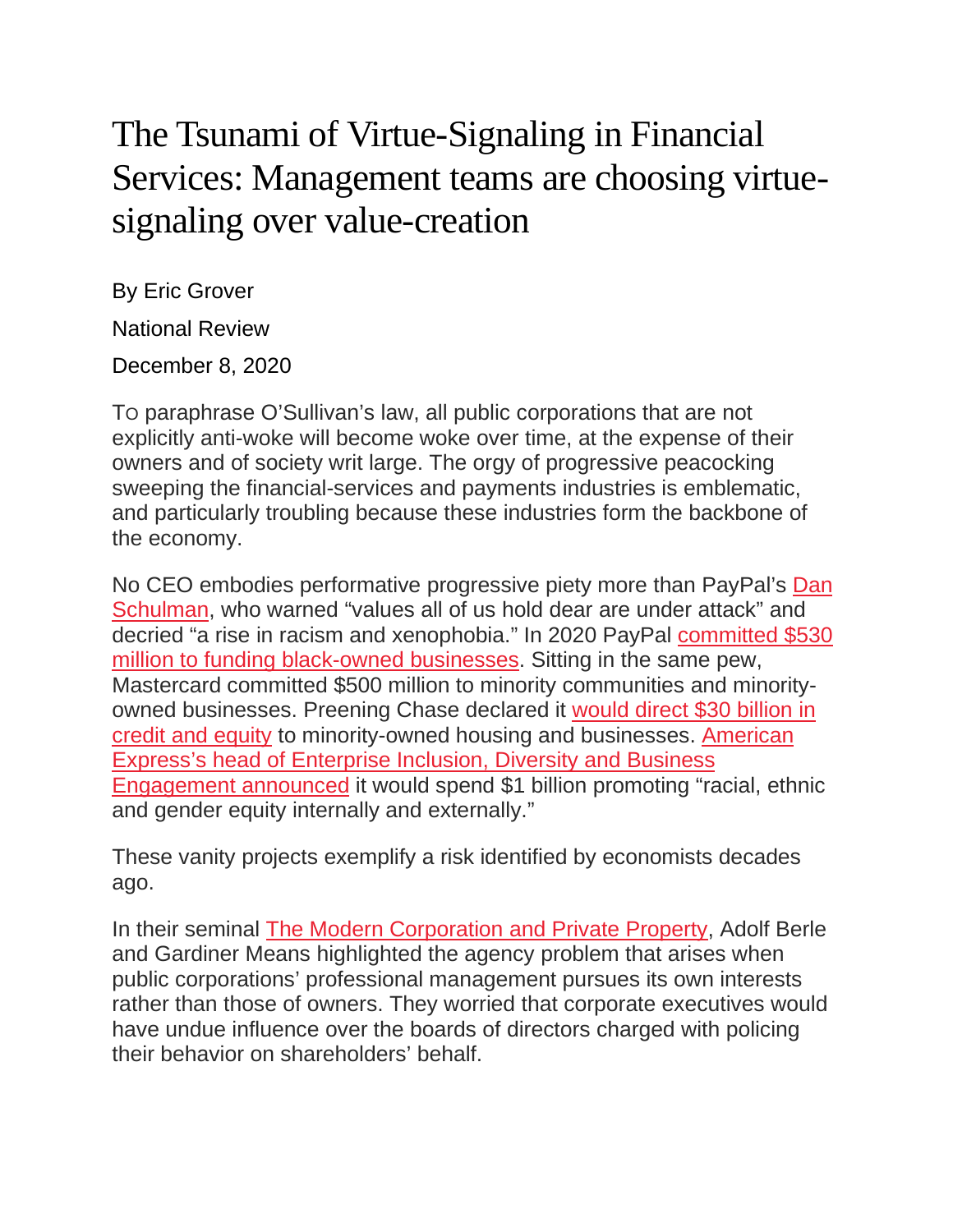# The Tsunami of Virtue-Signaling in Financial Services: Management teams are choosing virtue-signaling over value-creation

By Eric Grover

National Review

December 8, 2020

TO paraphrase O'Sullivan's law, all public corporations that are not explicitly anti-woke will become woke over time, at the expense of their owners and of society writ large. The orgy of progressive peacocking sweeping the financial-services and payments industries is emblematic, and particularly troubling because these industries form the backbone of the economy.

No CEO embodies performative progressive piety more than PayPal's Dan Schulman, who warned "values all of us hold dear are under attack" and decried "a rise in racism and xenophobia." In 2020 PayPal committed $530 million to funding black-owned businesses. Sitting in the same pew, Mastercard committed $500 million to minority communities and minority-owned businesses. Preening Chase declared it would direct $30 billion in credit and equity to minority-owned housing and businesses. American Express's head of Enterprise Inclusion, Diversity and Business Engagement announced it would spend $1 billion promoting "racial, ethnic and gender equity internally and externally."

These vanity projects exemplify a risk identified by economists decades ago.

In their seminal The Modern Corporation and Private Property, Adolf Berle and Gardiner Means highlighted the agency problem that arises when public corporations' professional management pursues its own interests rather than those of owners. They worried that corporate executives would have undue influence over the boards of directors charged with policing their behavior on shareholders' behalf.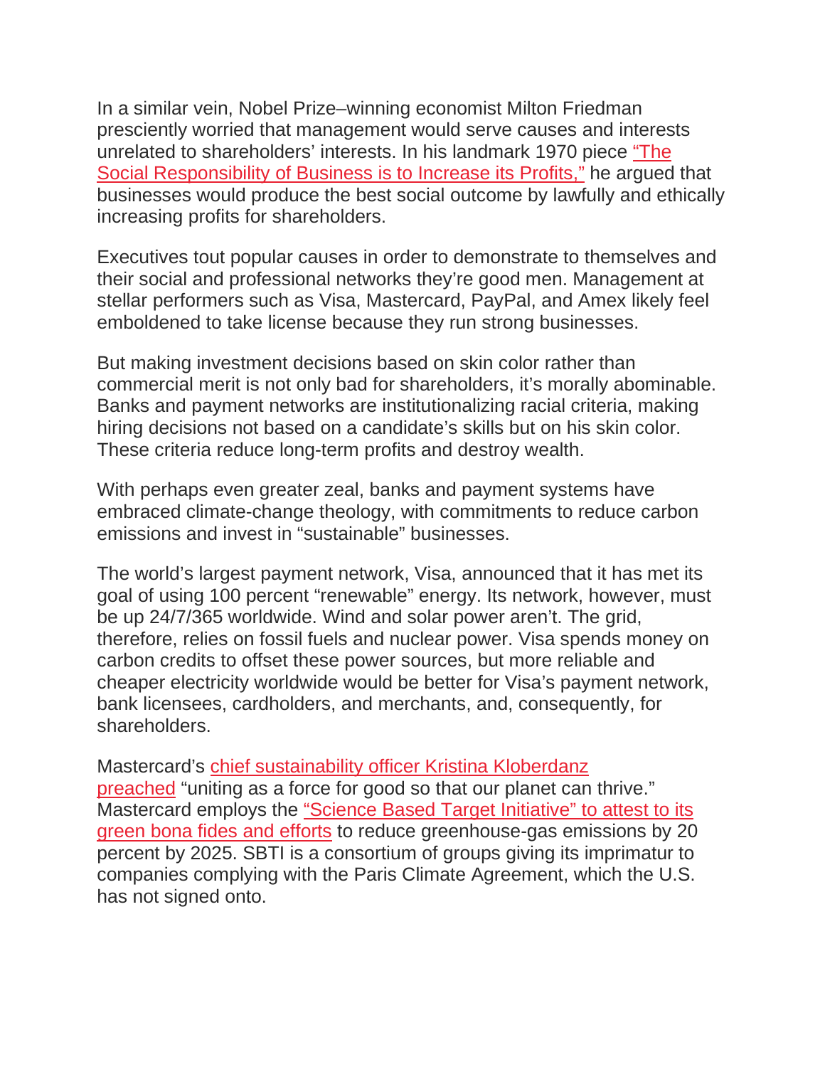In a similar vein, Nobel Prize–winning economist Milton Friedman presciently worried that management would serve causes and interests unrelated to shareholders' interests. In his landmark 1970 piece "The Social Responsibility of Business is to Increase its Profits," he argued that businesses would produce the best social outcome by lawfully and ethically increasing profits for shareholders.

Executives tout popular causes in order to demonstrate to themselves and their social and professional networks they're good men. Management at stellar performers such as Visa, Mastercard, PayPal, and Amex likely feel emboldened to take license because they run strong businesses.

But making investment decisions based on skin color rather than commercial merit is not only bad for shareholders, it's morally abominable. Banks and payment networks are institutionalizing racial criteria, making hiring decisions not based on a candidate's skills but on his skin color. These criteria reduce long-term profits and destroy wealth.

With perhaps even greater zeal, banks and payment systems have embraced climate-change theology, with commitments to reduce carbon emissions and invest in "sustainable" businesses.

The world's largest payment network, Visa, announced that it has met its goal of using 100 percent "renewable" energy. Its network, however, must be up 24/7/365 worldwide. Wind and solar power aren't. The grid, therefore, relies on fossil fuels and nuclear power. Visa spends money on carbon credits to offset these power sources, but more reliable and cheaper electricity worldwide would be better for Visa's payment network, bank licensees, cardholders, and merchants, and, consequently, for shareholders.

Mastercard's chief sustainability officer Kristina Kloberdanz preached "uniting as a force for good so that our planet can thrive." Mastercard employs the "Science Based Target Initiative" to attest to its green bona fides and efforts to reduce greenhouse-gas emissions by 20 percent by 2025. SBTI is a consortium of groups giving its imprimatur to companies complying with the Paris Climate Agreement, which the U.S. has not signed onto.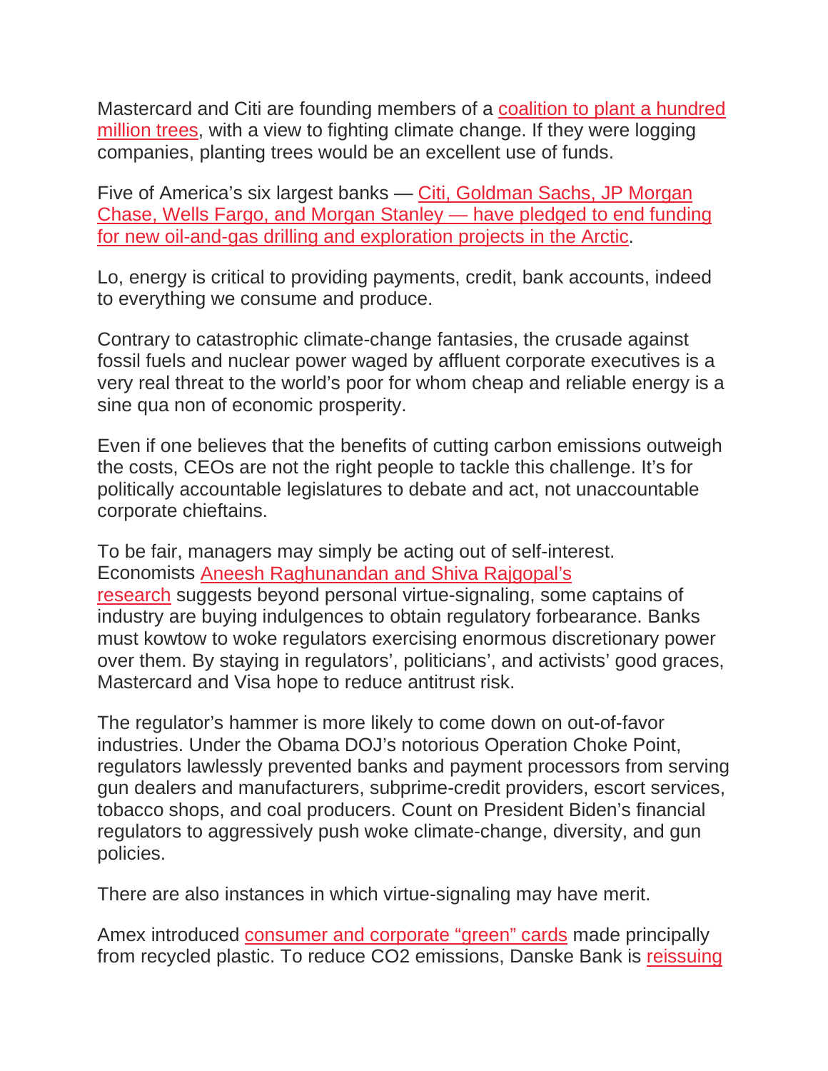Mastercard and Citi are founding members of a coalition to plant a hundred million trees, with a view to fighting climate change. If they were logging companies, planting trees would be an excellent use of funds.

Five of America's six largest banks — Citi, Goldman Sachs, JP Morgan Chase, Wells Fargo, and Morgan Stanley — have pledged to end funding for new oil-and-gas drilling and exploration projects in the Arctic.

Lo, energy is critical to providing payments, credit, bank accounts, indeed to everything we consume and produce.

Contrary to catastrophic climate-change fantasies, the crusade against fossil fuels and nuclear power waged by affluent corporate executives is a very real threat to the world's poor for whom cheap and reliable energy is a sine qua non of economic prosperity.

Even if one believes that the benefits of cutting carbon emissions outweigh the costs, CEOs are not the right people to tackle this challenge. It's for politically accountable legislatures to debate and act, not unaccountable corporate chieftains.

To be fair, managers may simply be acting out of self-interest. Economists Aneesh Raghunandan and Shiva Rajgopal's research suggests beyond personal virtue-signaling, some captains of industry are buying indulgences to obtain regulatory forbearance. Banks must kowtow to woke regulators exercising enormous discretionary power over them. By staying in regulators', politicians', and activists' good graces, Mastercard and Visa hope to reduce antitrust risk.

The regulator's hammer is more likely to come down on out-of-favor industries. Under the Obama DOJ's notorious Operation Choke Point, regulators lawlessly prevented banks and payment processors from serving gun dealers and manufacturers, subprime-credit providers, escort services, tobacco shops, and coal producers. Count on President Biden's financial regulators to aggressively push woke climate-change, diversity, and gun policies.

There are also instances in which virtue-signaling may have merit.

Amex introduced consumer and corporate "green" cards made principally from recycled plastic. To reduce $CO_2$ emissions, Danske Bank is reissuing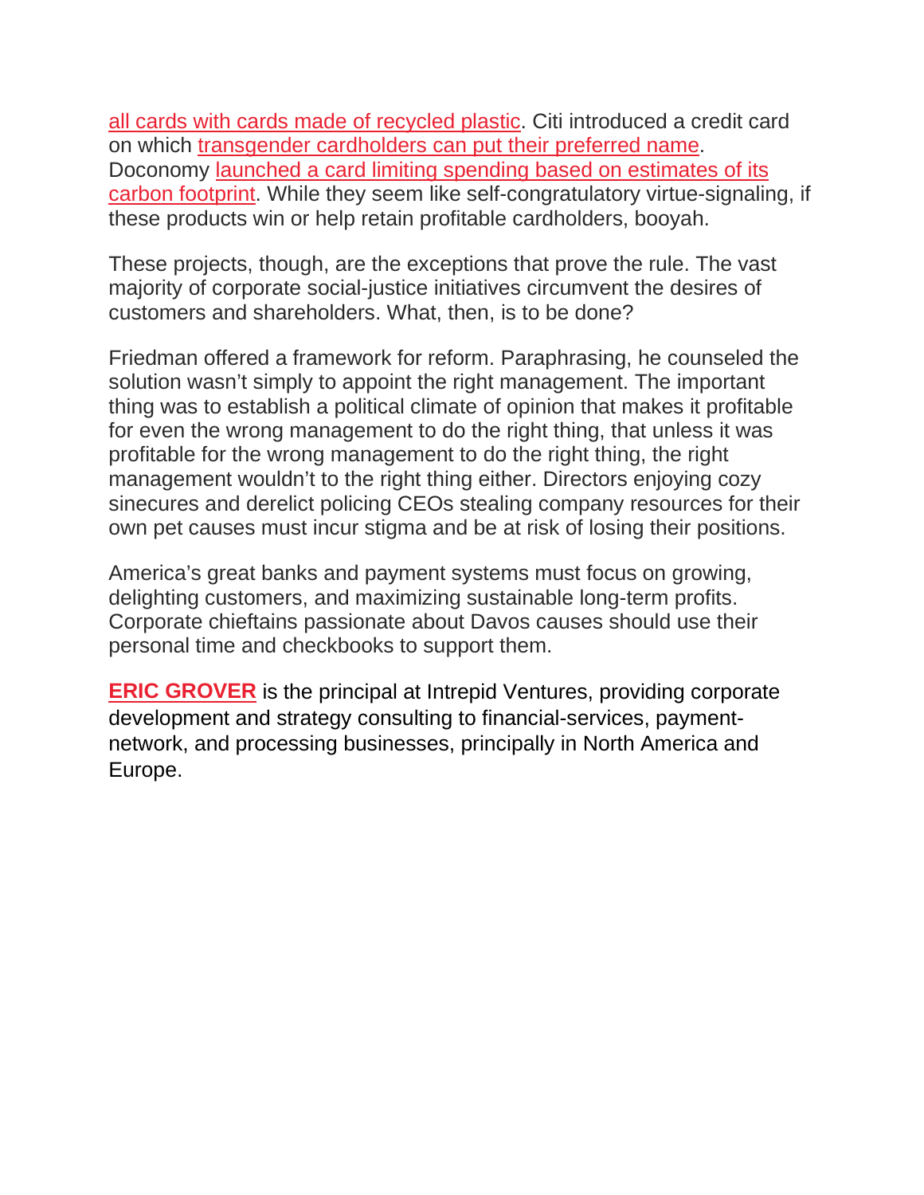all cards with cards made of recycled plastic. Citi introduced a credit card on which transgender cardholders can put their preferred name. Doconomy launched a card limiting spending based on estimates of its carbon footprint. While they seem like self-congratulatory virtue-signaling, if these products win or help retain profitable cardholders, booyah.

These projects, though, are the exceptions that prove the rule. The vast majority of corporate social-justice initiatives circumvent the desires of customers and shareholders. What, then, is to be done?

Friedman offered a framework for reform. Paraphrasing, he counseled the solution wasn't simply to appoint the right management. The important thing was to establish a political climate of opinion that makes it profitable for even the wrong management to do the right thing, that unless it was profitable for the wrong management to do the right thing, the right management wouldn't to the right thing either. Directors enjoying cozy sinecures and derelict policing CEOs stealing company resources for their own pet causes must incur stigma and be at risk of losing their positions.

America's great banks and payment systems must focus on growing, delighting customers, and maximizing sustainable long-term profits. Corporate chieftains passionate about Davos causes should use their personal time and checkbooks to support them.

**ERIC GROVER** is the principal at Intrepid Ventures, providing corporate development and strategy consulting to financial-services, payment-network, and processing businesses, principally in North America and Europe.